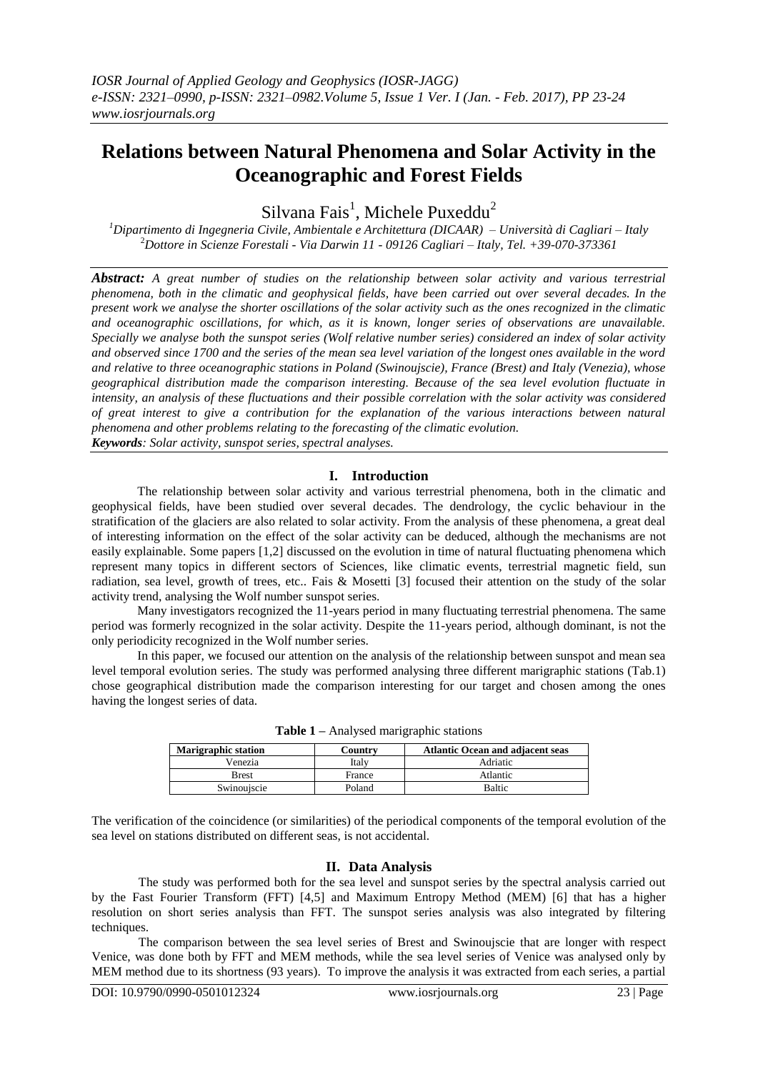# Relations between Natural Phenomena and Solar Activity in the Oceanographic and Forest Fields

Silvana Fais[1], Michele Puxeddu[2]

[1]Dipartimento di Ingegneria Civile, Ambientale e Architettura (DICAAR) – Università di Cagliari – Italy
[2]Dottore in Scienze Forestali - Via Darwin 11 - 09126 Cagliari – Italy, Tel. +39-070-373361

***Abstract:*** *A great number of studies on the relationship between solar activity and various terrestrial phenomena, both in the climatic and geophysical fields, have been carried out over several decades. In the present work we analyse the shorter oscillations of the solar activity such as the ones recognized in the climatic and oceanographic oscillations, for which, as it is known, longer series of observations are unavailable. Specially we analyse both the sunspot series (Wolf relative number series) considered an index of solar activity and observed since 1700 and the series of the mean sea level variation of the longest ones available in the word and relative to three oceanographic stations in Poland (Swinoujscie), France (Brest) and Italy (Venezia), whose geographical distribution made the comparison interesting. Because of the sea level evolution fluctuate in intensity, an analysis of these fluctuations and their possible correlation with the solar activity was considered of great interest to give a contribution for the explanation of the various interactions between natural phenomena and other problems relating to the forecasting of the climatic evolution.*

***Keywords****: Solar activity, sunspot series, spectral analyses.*

## I. Introduction

The relationship between solar activity and various terrestrial phenomena, both in the climatic and geophysical fields, have been studied over several decades. The dendrology, the cyclic behaviour in the stratification of the glaciers are also related to solar activity. From the analysis of these phenomena, a great deal of interesting information on the effect of the solar activity can be deduced, although the mechanisms are not easily explainable. Some papers [1,2] discussed on the evolution in time of natural fluctuating phenomena which represent many topics in different sectors of Sciences, like climatic events, terrestrial magnetic field, sun radiation, sea level, growth of trees, etc.. Fais & Mosetti [3] focused their attention on the study of the solar activity trend, analysing the Wolf number sunspot series.

Many investigators recognized the 11-years period in many fluctuating terrestrial phenomena. The same period was formerly recognized in the solar activity. Despite the 11-years period, although dominant, is not the only periodicity recognized in the Wolf number series.

In this paper, we focused our attention on the analysis of the relationship between sunspot and mean sea level temporal evolution series. The study was performed analysing three different marigraphic stations (Tab.1) chose geographical distribution made the comparison interesting for our target and chosen among the ones having the longest series of data.

**Table 1 –** Analysed marigraphic stations

| Marigraphic station | Country | Atlantic Ocean and adjacent seas |
|---|---|---|
| Venezia | Italy | Adriatic |
| Brest | France | Atlantic |
| Swinoujscie | Poland | Baltic |

The verification of the coincidence (or similarities) of the periodical components of the temporal evolution of the sea level on stations distributed on different seas, is not accidental.

## II. Data Analysis

The study was performed both for the sea level and sunspot series by the spectral analysis carried out by the Fast Fourier Transform (FFT) [4,5] and Maximum Entropy Method (MEM) [6] that has a higher resolution on short series analysis than FFT. The sunspot series analysis was also integrated by filtering techniques.

The comparison between the sea level series of Brest and Swinoujscie that are longer with respect Venice, was done both by FFT and MEM methods, while the sea level series of Venice was analysed only by MEM method due to its shortness (93 years). To improve the analysis it was extracted from each series, a partial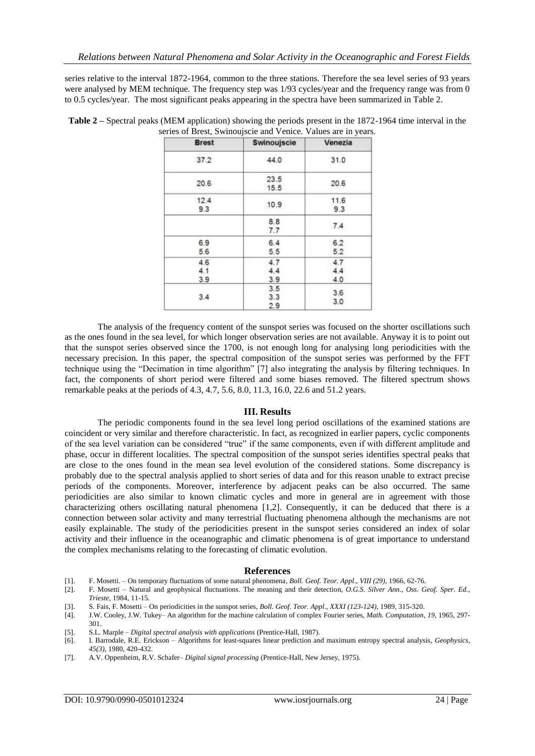series relative to the interval 1872-1964, common to the three stations. Therefore the sea level series of 93 years were analysed by MEM technique. The frequency step was 1/93 cycles/year and the frequency range was from 0 to 0.5 cycles/year. The most significant peaks appearing in the spectra have been summarized in Table 2.

**Table 2 –** Spectral peaks (MEM application) showing the periods present in the 1872-1964 time interval in the series of Brest, Swinoujscie and Venice. Values are in years.

| Brest | Swinoujscie | Venezia |
|---|---|---|
| 37.2 | 44.0 | 31.0 |
| 20.6 | 23.5<br>15.5 | 20.6 |
| 12.4<br>9.3 | 10.9 | 11.6<br>9.3 |
| | 8.8<br>7.7 | 7.4 |
| 6.9<br>5.6 | 6.4<br>5.5 | 6.2<br>5.2 |
| 4.6<br>4.1<br>3.9 | 4.7<br>4.4<br>3.9 | 4.7<br>4.4<br>4.0 |
| 3.4 | 3.5<br>3.3<br>2.9 | 3.6<br>3.0 |

The analysis of the frequency content of the sunspot series was focused on the shorter oscillations such as the ones found in the sea level, for which longer observation series are not available. Anyway it is to point out that the sunspot series observed since the 1700, is not enough long for analysing long periodicities with the necessary precision. In this paper, the spectral composition of the sunspot series was performed by the FFT technique using the "Decimation in time algorithm" [7] also integrating the analysis by filtering techniques. In fact, the components of short period were filtered and some biases removed. The filtered spectrum shows remarkable peaks at the periods of 4.3, 4.7, 5.6, 8.0, 11.3, 16.0, 22.6 and 51.2 years.

## III. Results

The periodic components found in the sea level long period oscillations of the examined stations are coincident or very similar and therefore characteristic. In fact, as recognized in earlier papers, cyclic components of the sea level variation can be considered "true" if the same components, even if with different amplitude and phase, occur in different localities. The spectral composition of the sunspot series identifies spectral peaks that are close to the ones found in the mean sea level evolution of the considered stations. Some discrepancy is probably due to the spectral analysis applied to short series of data and for this reason unable to extract precise periods of the components. Moreover, interference by adjacent peaks can be also occurred. The same periodicities are also similar to known climatic cycles and more in general are in agreement with those characterizing others oscillating natural phenomena [1,2]. Consequently, it can be deduced that there is a connection between solar activity and many terrestrial fluctuating phenomena although the mechanisms are not easily explainable. The study of the periodicities present in the sunspot series considered an index of solar activity and their influence in the oceanographic and climatic phenomena is of great importance to understand the complex mechanisms relating to the forecasting of climatic evolution.

## References

[1]. F. Mosetti. – On temporary fluctuations of some natural phenomena, *Boll. Geof. Teor. Appl., VIII (29)*, 1966, 62-76.

[2]. F. Mosetti – Natural and geophysical fluctuations. The meaning and their detection, *O.G.S. Silver Ann., Oss. Geof. Sper. Ed., Trieste*, 1984, 11-15.

[3]. S. Fais, F. Mosetti – On periodicities in the sunspot series, *Boll. Geof. Teor. Appl., XXXI (123-124)*, 1989, 315-320.

[4]. J.W. Cooley, J.W. Tukey– An algorithm for the machine calculation of complex Fourier series, *Math. Computation, 19*, 1965, 297-301.

[5]. S.L. Marple – *Digital spectral analysis with applications* (Prentice-Hall, 1987).

[6]. I. Barrodale, R.E. Erickson – Algorithms for least-squares linear prediction and maximum entropy spectral analysis, *Geophysics, 45(3)*, 1980, 420-432.

[7]. A.V. Oppenheim, R.V. Schafer– *Digital signal processing* (Prentice-Hall, New Jersey, 1975).